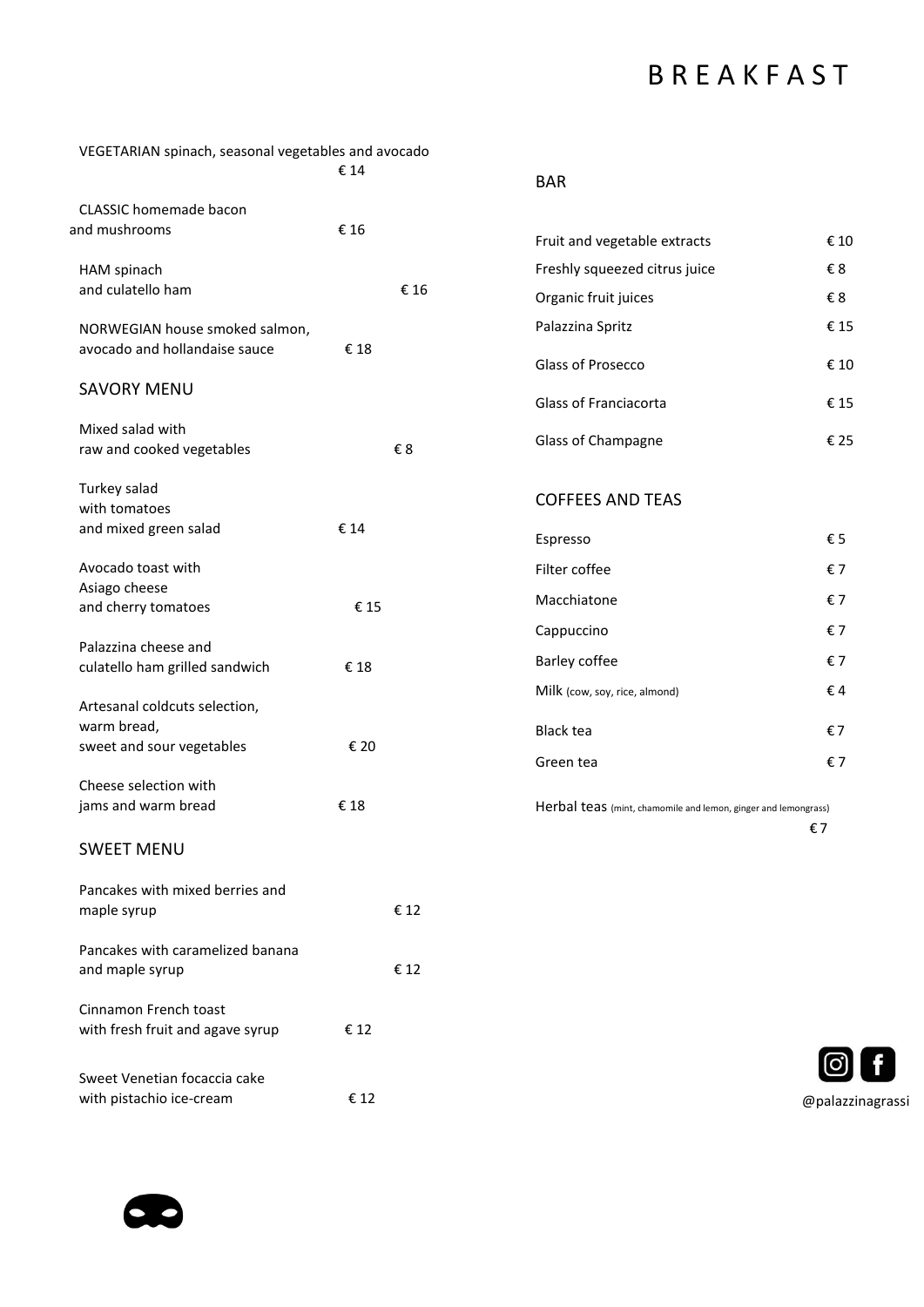# BREAKFAST

VEGETARIAN spinach, seasonal vegetables and avocado — € 14

CLASSIC homemade bacon and mushrooms — € 16

HAM spinach and culatello ham — € 16

NORWEGIAN house smoked salmon, avocado and hollandaise sauce — € 18

## SAVORY MENU

Mixed salad with raw and cooked vegetables — € 8

Turkey salad with tomatoes and mixed green salad — € 14

Avocado toast with Asiago cheese and cherry tomatoes — € 15

Palazzina cheese and culatello ham grilled sandwich — € 18

Artesanal coldcuts selection, warm bread, sweet and sour vegetables — € 20

Cheese selection with jams and warm bread — € 18

## SWEET MENU

Pancakes with mixed berries and maple syrup — € 12

Pancakes with caramelized banana and maple syrup — € 12

Cinnamon French toast with fresh fruit and agave syrup — € 12

Sweet Venetian focaccia cake with pistachio ice-cream — € 12

## BAR

| | |
|---|---|
| Fruit and vegetable extracts | € 10 |
| Freshly squeezed citrus juice | € 8 |
| Organic fruit juices | € 8 |
| Palazzina Spritz | € 15 |
| Glass of Prosecco | € 10 |
| Glass of Franciacorta | € 15 |
| Glass of Champagne | € 25 |

## COFFEES AND TEAS

| | |
|---|---|
| Espresso | € 5 |
| Filter coffee | € 7 |
| Macchiatone | € 7 |
| Cappuccino | € 7 |
| Barley coffee | € 7 |
| Milk (cow, soy, rice, almond) | € 4 |
| Black tea | € 7 |
| Green tea | € 7 |
| Herbal teas (mint, chamomile and lemon, ginger and lemongrass) | € 7 |

@palazzinagrassi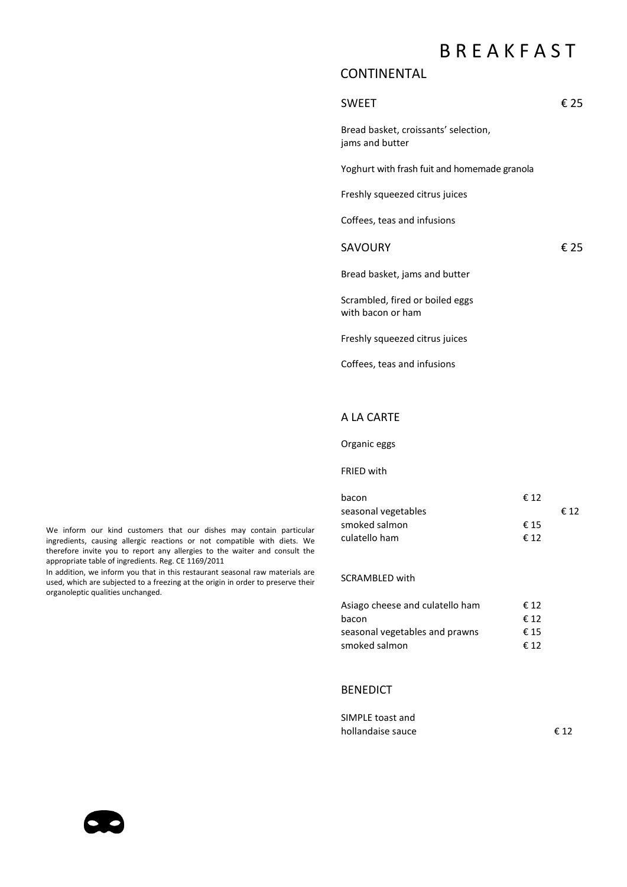# BREAKFAST

## CONTINENTAL

### SWEET € 25

Bread basket, croissants' selection, jams and butter

Yoghurt with frash fuit and homemade granola

Freshly squeezed citrus juices

Coffees, teas and infusions

### SAVOURY € 25

Bread basket, jams and butter

Scrambled, fired or boiled eggs with bacon or ham

Freshly squeezed citrus juices

Coffees, teas and infusions

## A LA CARTE

Organic eggs

FRIED with

| | |
|---|---|
| bacon | € 12 |
| seasonal vegetables | € 12 |
| smoked salmon | € 15 |
| culatello ham | € 12 |

SCRAMBLED with

| | |
|---|---|
| Asiago cheese and culatello ham | € 12 |
| bacon | € 12 |
| seasonal vegetables and prawns | € 15 |
| smoked salmon | € 12 |

## BENEDICT

SIMPLE toast and hollandaise sauce € 12

We inform our kind customers that our dishes may contain particular ingredients, causing allergic reactions or not compatible with diets. We therefore invite you to report any allergies to the waiter and consult the appropriate table of ingredients. Reg. CE 1169/2011

In addition, we inform you that in this restaurant seasonal raw materials are used, which are subjected to a freezing at the origin in order to preserve their organoleptic qualities unchanged.